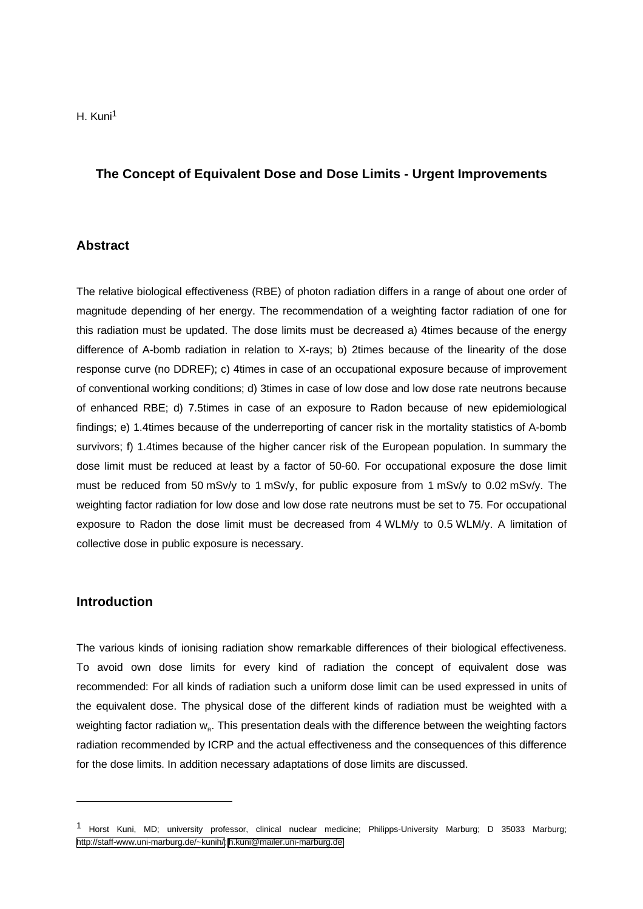H. Kuni[1]

# The Concept of Equivalent Dose and Dose Limits - Urgent Improvements

## Abstract

The relative biological effectiveness (RBE) of photon radiation differs in a range of about one order of magnitude depending of her energy. The recommendation of a weighting factor radiation of one for this radiation must be updated. The dose limits must be decreased a) 4times because of the energy difference of A-bomb radiation in relation to X-rays; b) 2times because of the linearity of the dose response curve (no DDREF); c) 4times in case of an occupational exposure because of improvement of conventional working conditions; d) 3times in case of low dose and low dose rate neutrons because of enhanced RBE; d) 7.5times in case of an exposure to Radon because of new epidemiological findings; e) 1.4times because of the underreporting of cancer risk in the mortality statistics of A-bomb survivors; f) 1.4times because of the higher cancer risk of the European population. In summary the dose limit must be reduced at least by a factor of 50-60. For occupational exposure the dose limit must be reduced from 50 mSv/y to 1 mSv/y, for public exposure from 1 mSv/y to 0.02 mSv/y. The weighting factor radiation for low dose and low dose rate neutrons must be set to 75. For occupational exposure to Radon the dose limit must be decreased from 4 WLM/y to 0.5 WLM/y. A limitation of collective dose in public exposure is necessary.

## Introduction

The various kinds of ionising radiation show remarkable differences of their biological effectiveness. To avoid own dose limits for every kind of radiation the concept of equivalent dose was recommended: For all kinds of radiation such a uniform dose limit can be used expressed in units of the equivalent dose. The physical dose of the different kinds of radiation must be weighted with a weighting factor radiation $w_R$. This presentation deals with the difference between the weighting factors radiation recommended by ICRP and the actual effectiveness and the consequences of this difference for the dose limits. In addition necessary adaptations of dose limits are discussed.

---

[1] Horst Kuni, MD; university professor, clinical nuclear medicine; Philipps-University Marburg; D 35033 Marburg; http://staff-www.uni-marburg.de/~kunih/, h.kuni@mailer.uni-marburg.de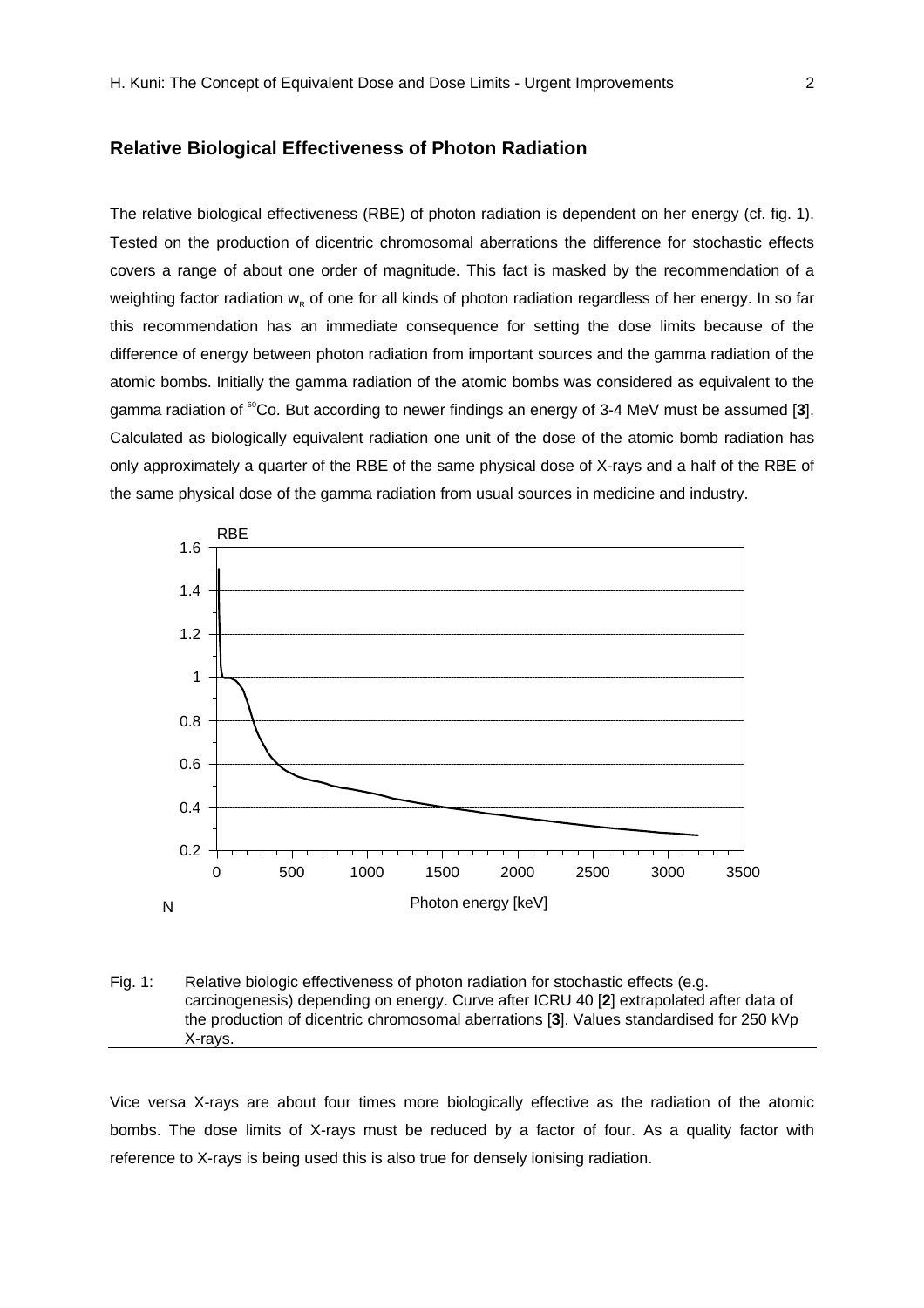## Relative Biological Effectiveness of Photon Radiation

The relative biological effectiveness (RBE) of photon radiation is dependent on her energy (cf. fig. 1). Tested on the production of dicentric chromosomal aberrations the difference for stochastic effects covers a range of about one order of magnitude. This fact is masked by the recommendation of a weighting factor radiation $w_R$ of one for all kinds of photon radiation regardless of her energy. In so far this recommendation has an immediate consequence for setting the dose limits because of the difference of energy between photon radiation from important sources and the gamma radiation of the atomic bombs. Initially the gamma radiation of the atomic bombs was considered as equivalent to the gamma radiation of $^{60}$Co. But according to newer findings an energy of 3-4 MeV must be assumed [**3**]. Calculated as biologically equivalent radiation one unit of the dose of the atomic bomb radiation has only approximately a quarter of the RBE of the same physical dose of X-rays and a half of the RBE of the same physical dose of the gamma radiation from usual sources in medicine and industry.

Fig. 1: Relative biologic effectiveness of photon radiation for stochastic effects (e.g. carcinogenesis) depending on energy. Curve after ICRU 40 [**2**] extrapolated after data of the production of dicentric chromosomal aberrations [**3**]. Values standardised for 250 kVp X-rays.

Vice versa X-rays are about four times more biologically effective as the radiation of the atomic bombs. The dose limits of X-rays must be reduced by a factor of four. As a quality factor with reference to X-rays is being used this is also true for densely ionising radiation.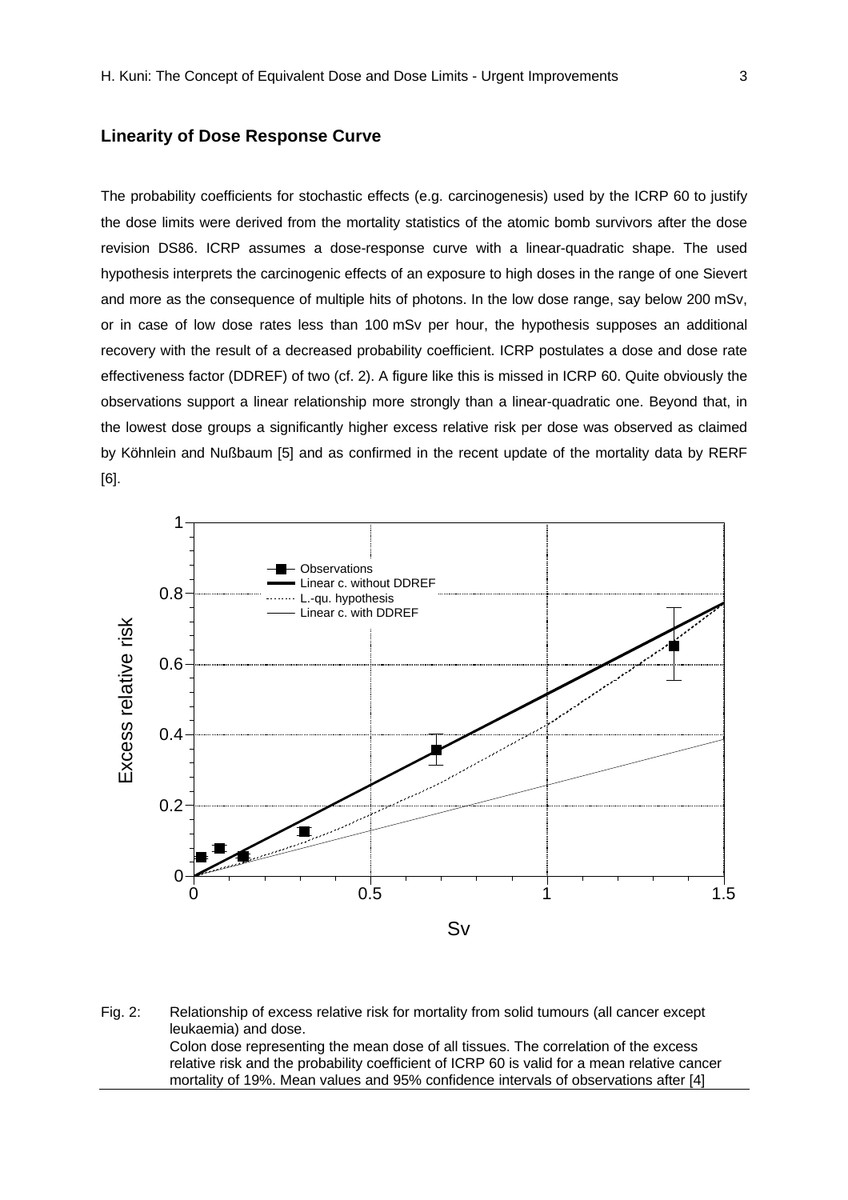## Linearity of Dose Response Curve

The probability coefficients for stochastic effects (e.g. carcinogenesis) used by the ICRP 60 to justify the dose limits were derived from the mortality statistics of the atomic bomb survivors after the dose revision DS86. ICRP assumes a dose-response curve with a linear-quadratic shape. The used hypothesis interprets the carcinogenic effects of an exposure to high doses in the range of one Sievert and more as the consequence of multiple hits of photons. In the low dose range, say below 200 mSv, or in case of low dose rates less than 100 mSv per hour, the hypothesis supposes an additional recovery with the result of a decreased probability coefficient. ICRP postulates a dose and dose rate effectiveness factor (DDREF) of two (cf. 2). A figure like this is missed in ICRP 60. Quite obviously the observations support a linear relationship more strongly than a linear-quadratic one. Beyond that, in the lowest dose groups a significantly higher excess relative risk per dose was observed as claimed by Köhnlein and Nußbaum [5] and as confirmed in the recent update of the mortality data by RERF [6].

Fig. 2: Relationship of excess relative risk for mortality from solid tumours (all cancer except leukaemia) and dose.
Colon dose representing the mean dose of all tissues. The correlation of the excess relative risk and the probability coefficient of ICRP 60 is valid for a mean relative cancer mortality of 19%. Mean values and 95% confidence intervals of observations after [4]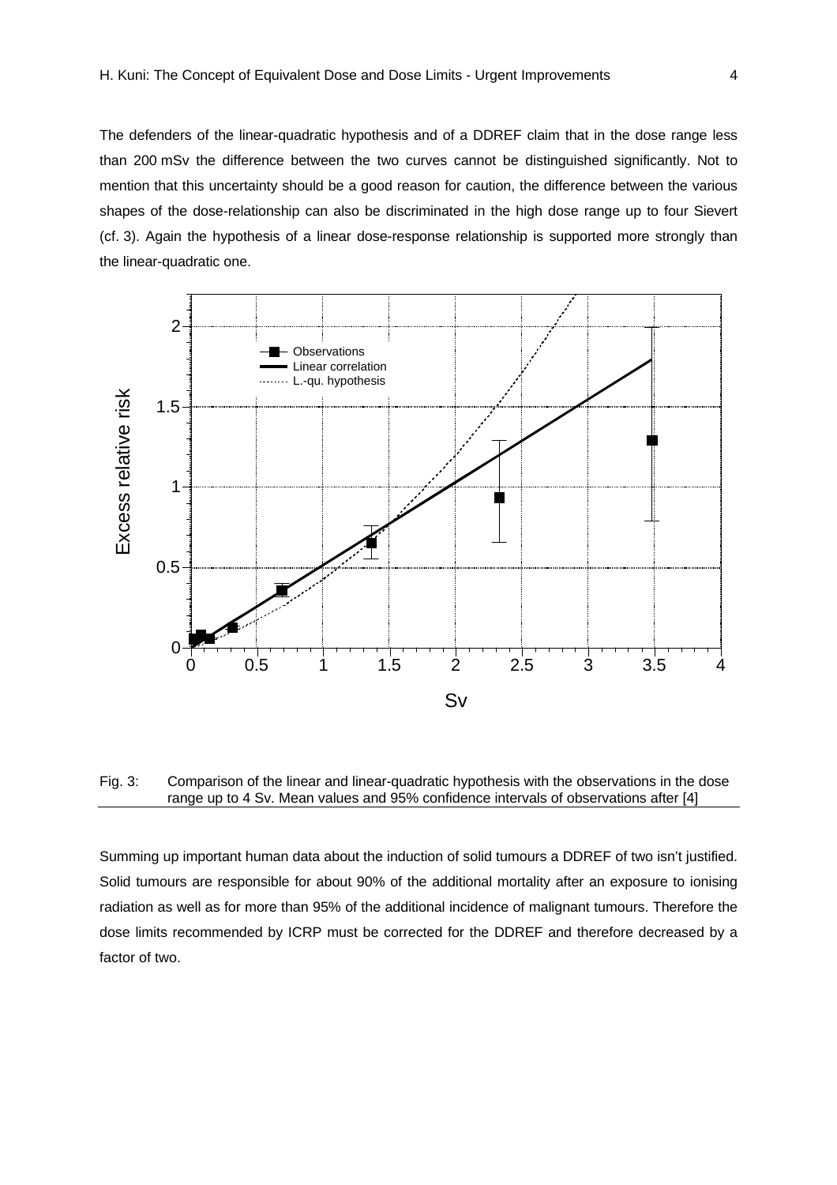The defenders of the linear-quadratic hypothesis and of a DDREF claim that in the dose range less than 200 mSv the difference between the two curves cannot be distinguished significantly. Not to mention that this uncertainty should be a good reason for caution, the difference between the various shapes of the dose-relationship can also be discriminated in the high dose range up to four Sievert (cf. 3). Again the hypothesis of a linear dose-response relationship is supported more strongly than the linear-quadratic one.

Fig. 3: Comparison of the linear and linear-quadratic hypothesis with the observations in the dose range up to 4 Sv. Mean values and 95% confidence intervals of observations after [4]

Summing up important human data about the induction of solid tumours a DDREF of two isn't justified. Solid tumours are responsible for about 90% of the additional mortality after an exposure to ionising radiation as well as for more than 95% of the additional incidence of malignant tumours. Therefore the dose limits recommended by ICRP must be corrected for the DDREF and therefore decreased by a factor of two.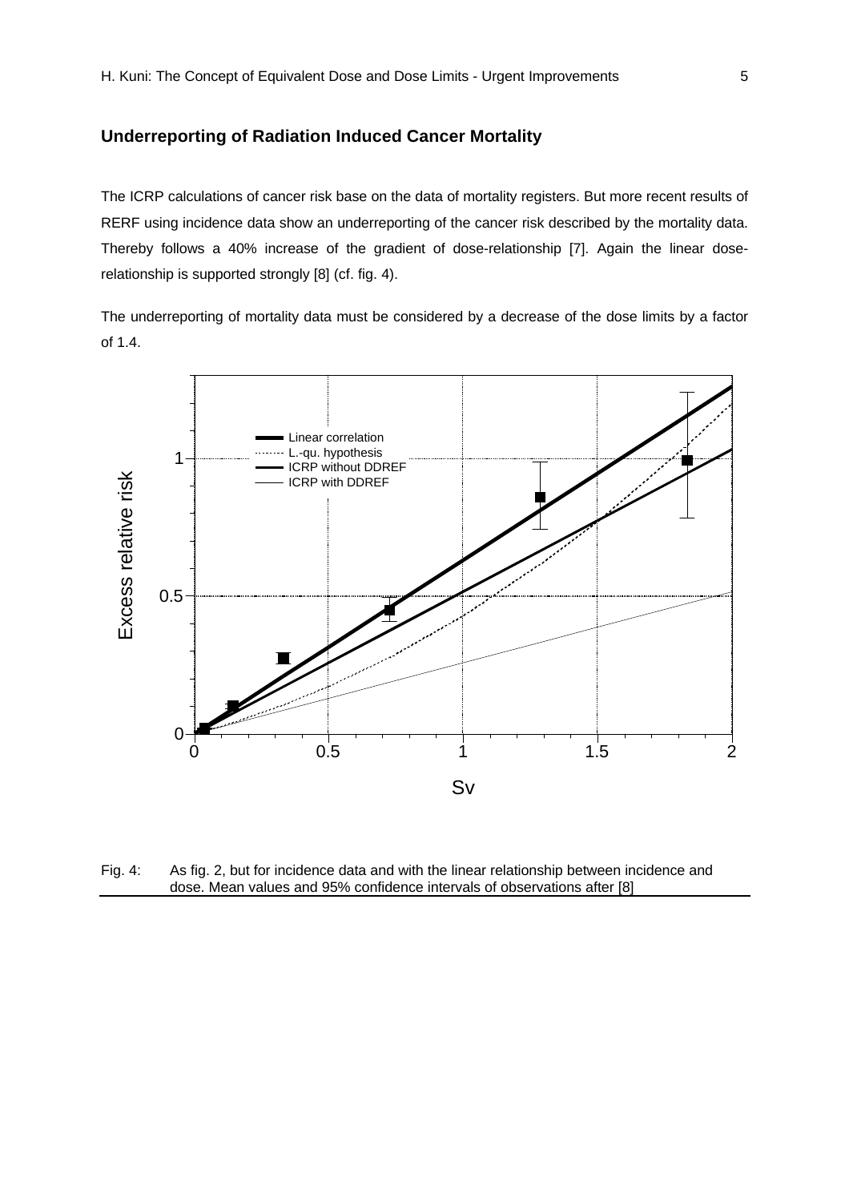## Underreporting of Radiation Induced Cancer Mortality

The ICRP calculations of cancer risk base on the data of mortality registers. But more recent results of RERF using incidence data show an underreporting of the cancer risk described by the mortality data. Thereby follows a 40% increase of the gradient of dose-relationship [7]. Again the linear dose-relationship is supported strongly [8] (cf. fig. 4).

The underreporting of mortality data must be considered by a decrease of the dose limits by a factor of 1.4.

Fig. 4: As fig. 2, but for incidence data and with the linear relationship between incidence and dose. Mean values and 95% confidence intervals of observations after [8]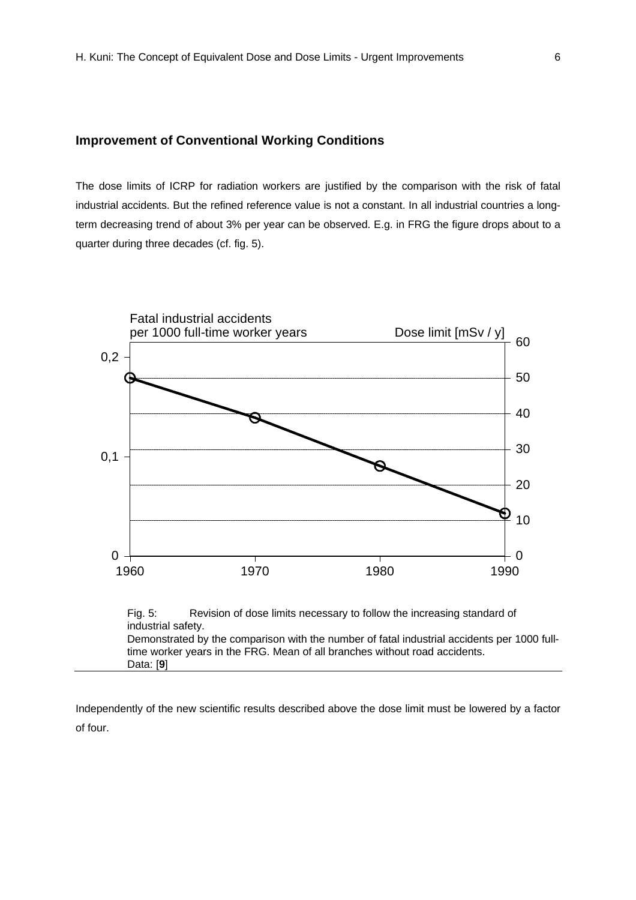## Improvement of Conventional Working Conditions

The dose limits of ICRP for radiation workers are justified by the comparison with the risk of fatal industrial accidents. But the refined reference value is not a constant. In all industrial countries a long-term decreasing trend of about 3% per year can be observed. E.g. in FRG the figure drops about to a quarter during three decades (cf. fig. 5).

Fig. 5: Revision of dose limits necessary to follow the increasing standard of industrial safety.
Demonstrated by the comparison with the number of fatal industrial accidents per 1000 full-time worker years in the FRG. Mean of all branches without road accidents.
Data: [**9**]

Independently of the new scientific results described above the dose limit must be lowered by a factor of four.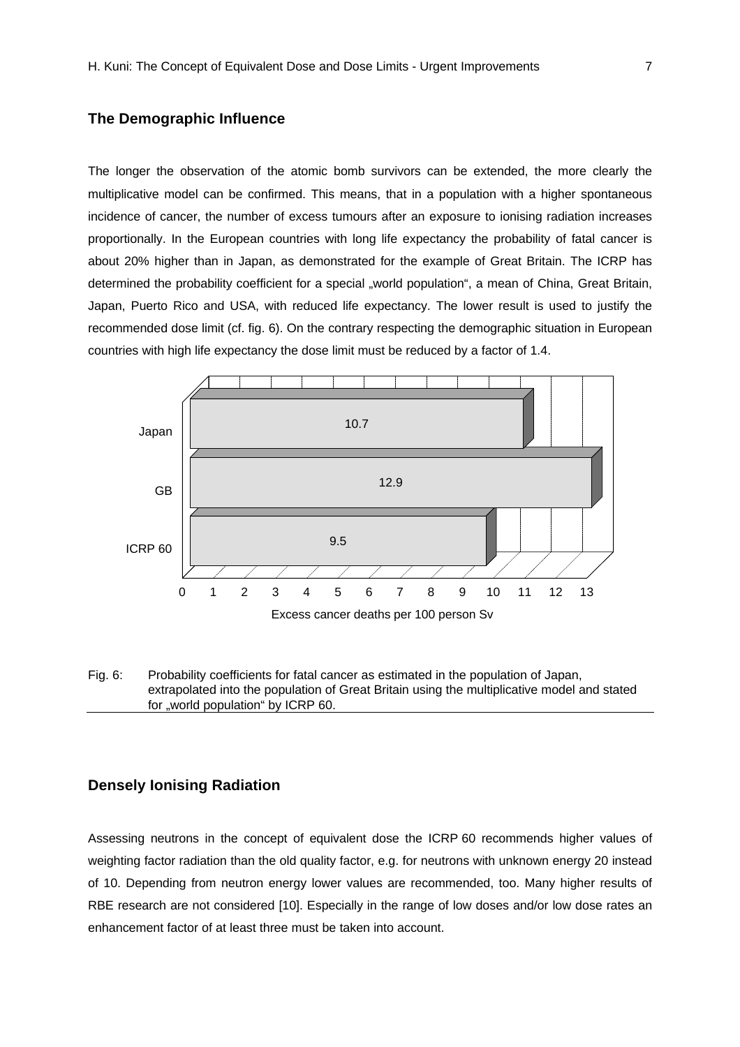## The Demographic Influence

The longer the observation of the atomic bomb survivors can be extended, the more clearly the multiplicative model can be confirmed. This means, that in a population with a higher spontaneous incidence of cancer, the number of excess tumours after an exposure to ionising radiation increases proportionally. In the European countries with long life expectancy the probability of fatal cancer is about 20% higher than in Japan, as demonstrated for the example of Great Britain. The ICRP has determined the probability coefficient for a special „world population", a mean of China, Great Britain, Japan, Puerto Rico and USA, with reduced life expectancy. The lower result is used to justify the recommended dose limit (cf. fig. 6). On the contrary respecting the demographic situation in European countries with high life expectancy the dose limit must be reduced by a factor of 1.4.

| | Excess cancer deaths per 100 person Sv |
|---|---|
| Japan | 10.7 |
| GB | 12.9 |
| ICRP 60 | 9.5 |

Fig. 6: Probability coefficients for fatal cancer as estimated in the population of Japan, extrapolated into the population of Great Britain using the multiplicative model and stated for „world population" by ICRP 60.

## Densely Ionising Radiation

Assessing neutrons in the concept of equivalent dose the ICRP 60 recommends higher values of weighting factor radiation than the old quality factor, e.g. for neutrons with unknown energy 20 instead of 10. Depending from neutron energy lower values are recommended, too. Many higher results of RBE research are not considered [10]. Especially in the range of low doses and/or low dose rates an enhancement factor of at least three must be taken into account.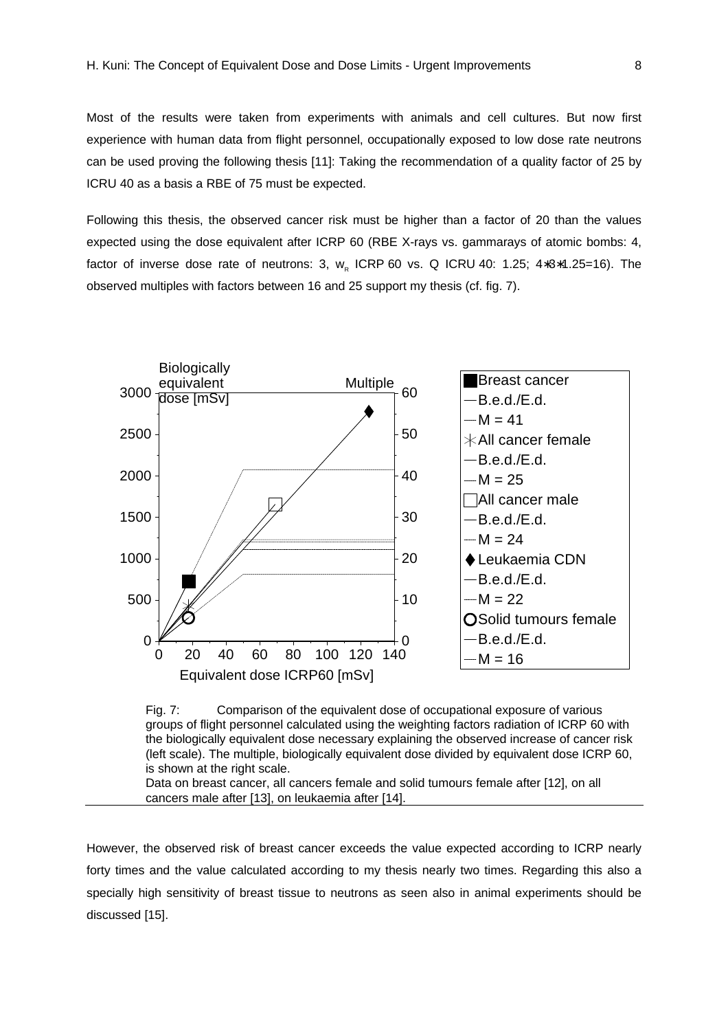Most of the results were taken from experiments with animals and cell cultures. But now first experience with human data from flight personnel, occupationally exposed to low dose rate neutrons can be used proving the following thesis [11]: Taking the recommendation of a quality factor of 25 by ICRU 40 as a basis a RBE of 75 must be expected.

Following this thesis, the observed cancer risk must be higher than a factor of 20 than the values expected using the dose equivalent after ICRP 60 (RBE X-rays vs. gammarays of atomic bombs: 4, factor of inverse dose rate of neutrons: 3, $w_R$ ICRP 60 vs. Q ICRU 40: 1.25; $4*3*1.25=16$). The observed multiples with factors between 16 and 25 support my thesis (cf. fig. 7).

Fig. 7: Comparison of the equivalent dose of occupational exposure of various groups of flight personnel calculated using the weighting factors radiation of ICRP 60 with the biologically equivalent dose necessary explaining the observed increase of cancer risk (left scale). The multiple, biologically equivalent dose divided by equivalent dose ICRP 60, is shown at the right scale.
Data on breast cancer, all cancers female and solid tumours female after [12], on all cancers male after [13], on leukaemia after [14].

However, the observed risk of breast cancer exceeds the value expected according to ICRP nearly forty times and the value calculated according to my thesis nearly two times. Regarding this also a specially high sensitivity of breast tissue to neutrons as seen also in animal experiments should be discussed [15].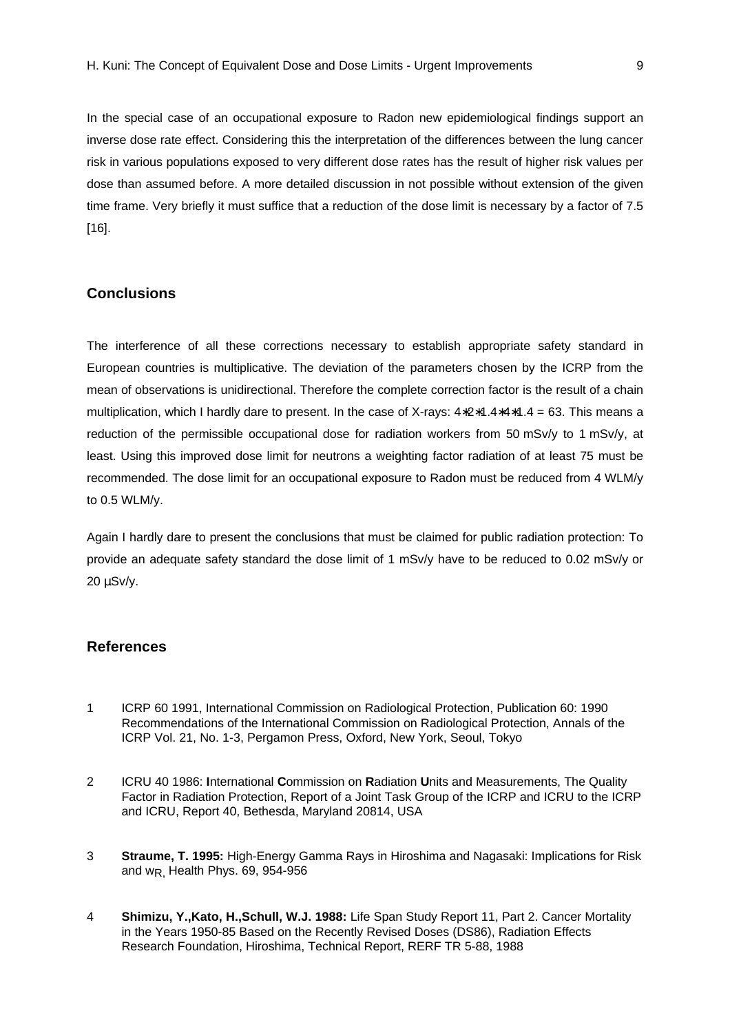In the special case of an occupational exposure to Radon new epidemiological findings support an inverse dose rate effect. Considering this the interpretation of the differences between the lung cancer risk in various populations exposed to very different dose rates has the result of higher risk values per dose than assumed before. A more detailed discussion in not possible without extension of the given time frame. Very briefly it must suffice that a reduction of the dose limit is necessary by a factor of 7.5 [16].

## Conclusions

The interference of all these corrections necessary to establish appropriate safety standard in European countries is multiplicative. The deviation of the parameters chosen by the ICRP from the mean of observations is unidirectional. Therefore the complete correction factor is the result of a chain multiplication, which I hardly dare to present. In the case of X-rays: $4*2*1.4*4*1.4 = 63$. This means a reduction of the permissible occupational dose for radiation workers from 50 mSv/y to 1 mSv/y, at least. Using this improved dose limit for neutrons a weighting factor radiation of at least 75 must be recommended. The dose limit for an occupational exposure to Radon must be reduced from 4 WLM/y to 0.5 WLM/y.

Again I hardly dare to present the conclusions that must be claimed for public radiation protection: To provide an adequate safety standard the dose limit of 1 mSv/y have to be reduced to 0.02 mSv/y or 20 µSv/y.

## References

1 ICRP 60 1991, International Commission on Radiological Protection, Publication 60: 1990 Recommendations of the International Commission on Radiological Protection, Annals of the ICRP Vol. 21, No. 1-3, Pergamon Press, Oxford, New York, Seoul, Tokyo

2 ICRU 40 1986: **I**nternational **C**ommission on **R**adiation **U**nits and Measurements, The Quality Factor in Radiation Protection, Report of a Joint Task Group of the ICRP and ICRU to the ICRP and ICRU, Report 40, Bethesda, Maryland 20814, USA

3 **Straume, T. 1995:** High-Energy Gamma Rays in Hiroshima and Nagasaki: Implications for Risk and $w_R$, Health Phys. 69, 954-956

4 **Shimizu, Y.,Kato, H.,Schull, W.J. 1988:** Life Span Study Report 11, Part 2. Cancer Mortality in the Years 1950-85 Based on the Recently Revised Doses (DS86), Radiation Effects Research Foundation, Hiroshima, Technical Report, RERF TR 5-88, 1988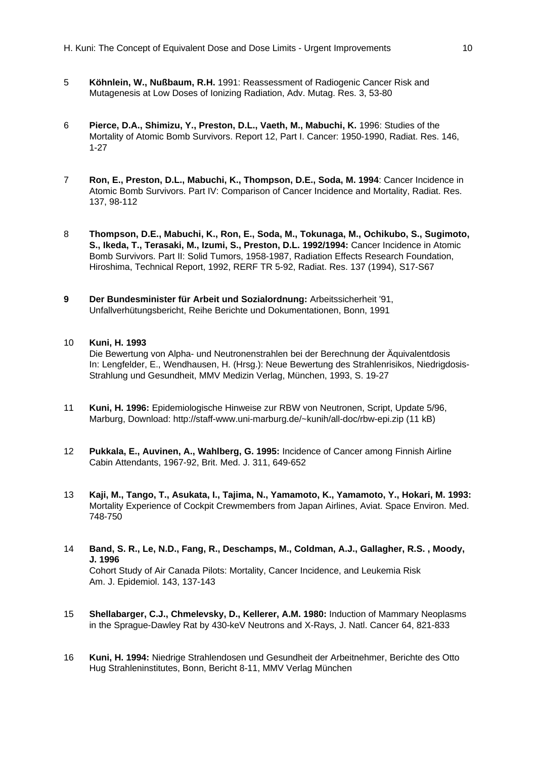5 **Köhnlein, W., Nußbaum, R.H.** 1991: Reassessment of Radiogenic Cancer Risk and Mutagenesis at Low Doses of Ionizing Radiation, Adv. Mutag. Res. 3, 53-80

6 **Pierce, D.A., Shimizu, Y., Preston, D.L., Vaeth, M., Mabuchi, K.** 1996: Studies of the Mortality of Atomic Bomb Survivors. Report 12, Part I. Cancer: 1950-1990, Radiat. Res. 146, 1-27

7 **Ron, E., Preston, D.L., Mabuchi, K., Thompson, D.E., Soda, M. 1994**: Cancer Incidence in Atomic Bomb Survivors. Part IV: Comparison of Cancer Incidence and Mortality, Radiat. Res. 137, 98-112

8 **Thompson, D.E., Mabuchi, K., Ron, E., Soda, M., Tokunaga, M., Ochikubo, S., Sugimoto, S., Ikeda, T., Terasaki, M., Izumi, S., Preston, D.L. 1992/1994:** Cancer Incidence in Atomic Bomb Survivors. Part II: Solid Tumors, 1958-1987, Radiation Effects Research Foundation, Hiroshima, Technical Report, 1992, RERF TR 5-92, Radiat. Res. 137 (1994), S17-S67

**9** **Der Bundesminister für Arbeit und Sozialordnung:** Arbeitssicherheit '91, Unfallverhütungsbericht, Reihe Berichte und Dokumentationen, Bonn, 1991

10 **Kuni, H. 1993**
Die Bewertung von Alpha- und Neutronenstrahlen bei der Berechnung der Äquivalentdosis In: Lengfelder, E., Wendhausen, H. (Hrsg.): Neue Bewertung des Strahlenrisikos, Niedrigdosis-Strahlung und Gesundheit, MMV Medizin Verlag, München, 1993, S. 19-27

11 **Kuni, H. 1996:** Epidemiologische Hinweise zur RBW von Neutronen, Script, Update 5/96, Marburg, Download: http://staff-www.uni-marburg.de/~kunih/all-doc/rbw-epi.zip (11 kB)

12 **Pukkala, E., Auvinen, A., Wahlberg, G. 1995:** Incidence of Cancer among Finnish Airline Cabin Attendants, 1967-92, Brit. Med. J. 311, 649-652

13 **Kaji, M., Tango, T., Asukata, I., Tajima, N., Yamamoto, K., Yamamoto, Y., Hokari, M. 1993:** Mortality Experience of Cockpit Crewmembers from Japan Airlines, Aviat. Space Environ. Med. 748-750

14 **Band, S. R., Le, N.D., Fang, R., Deschamps, M., Coldman, A.J., Gallagher, R.S. , Moody, J. 1996**
Cohort Study of Air Canada Pilots: Mortality, Cancer Incidence, and Leukemia Risk Am. J. Epidemiol. 143, 137-143

15 **Shellabarger, C.J., Chmelevsky, D., Kellerer, A.M. 1980:** Induction of Mammary Neoplasms in the Sprague-Dawley Rat by 430-keV Neutrons and X-Rays, J. Natl. Cancer 64, 821-833

16 **Kuni, H. 1994:** Niedrige Strahlendosen und Gesundheit der Arbeitnehmer, Berichte des Otto Hug Strahleninstitutes, Bonn, Bericht 8-11, MMV Verlag München